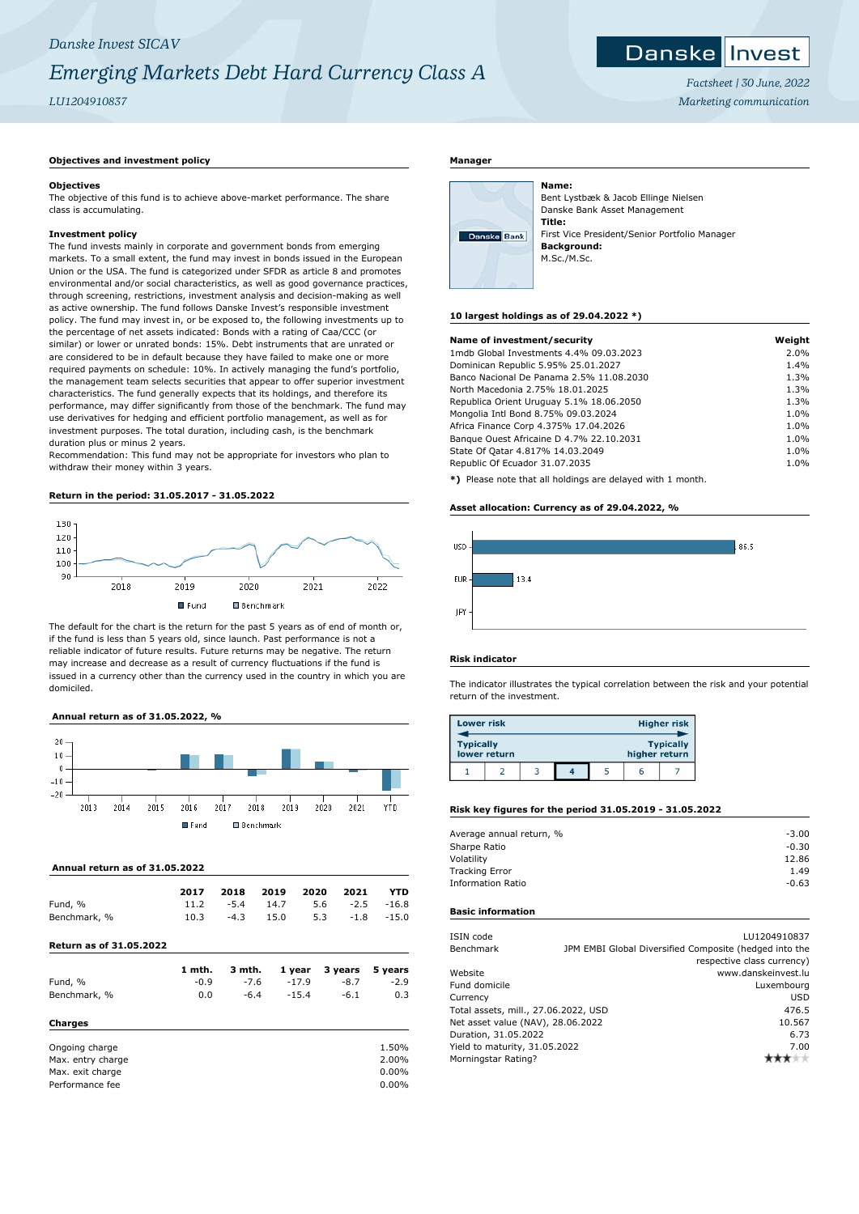*Danske Invest SICAV*

# *Emerging Markets Debt Hard Currency Class A*

*LU1204910837*

*Factsheet | 30 June, 2022*
*Marketing communication*

## Objectives and investment policy

### Objectives

The objective of this fund is to achieve above-market performance. The share class is accumulating.

### Investment policy

The fund invests mainly in corporate and government bonds from emerging markets. To a small extent, the fund may invest in bonds issued in the European Union or the USA. The fund is categorized under SFDR as article 8 and promotes environmental and/or social characteristics, as well as good governance practices, through screening, restrictions, investment analysis and decision-making as well as active ownership. The fund follows Danske Invest's responsible investment policy. The fund may invest in, or be exposed to, the following investments up to the percentage of net assets indicated: Bonds with a rating of Caa/CCC (or similar) or lower or unrated bonds: 15%. Debt instruments that are unrated or are considered to be in default because they have failed to make one or more required payments on schedule: 10%. In actively managing the fund's portfolio, the management team selects securities that appear to offer superior investment characteristics. The fund generally expects that its holdings, and therefore its performance, may differ significantly from those of the benchmark. The fund may use derivatives for hedging and efficient portfolio management, as well as for investment purposes. The total duration, including cash, is the benchmark duration plus or minus 2 years.

Recommendation: This fund may not be appropriate for investors who plan to withdraw their money within 3 years.

## Return in the period: 31.05.2017 - 31.05.2022

Fund / Benchmark

The default for the chart is the return for the past 5 years as of end of month or, if the fund is less than 5 years old, since launch. Past performance is not a reliable indicator of future results. Future returns may be negative. The return may increase and decrease as a result of currency fluctuations if the fund is issued in a currency other than the currency used in the country in which you are domiciled.

## Annual return as of 31.05.2022, %

Fund / Benchmark

## Annual return as of 31.05.2022

| | 2017 | 2018 | 2019 | 2020 | 2021 | YTD |
|---|---|---|---|---|---|---|
| Fund, % | 11.2 | -5.4 | 14.7 | 5.6 | -2.5 | -16.8 |
| Benchmark, % | 10.3 | -4.3 | 15.0 | 5.3 | -1.8 | -15.0 |

## Return as of 31.05.2022

| | 1 mth. | 3 mth. | 1 year | 3 years | 5 years |
|---|---|---|---|---|---|
| Fund, % | -0.9 | -7.6 | -17.9 | -8.7 | -2.9 |
| Benchmark, % | 0.0 | -6.4 | -15.4 | -6.1 | 0.3 |

## Charges

| | |
|---|---|
| Ongoing charge | 1.50% |
| Max. entry charge | 2.00% |
| Max. exit charge | 0.00% |
| Performance fee | 0.00% |

## Manager

**Name:**
Bent Lystbæk & Jacob Ellinge Nielsen
Danske Bank Asset Management
**Title:**
First Vice President/Senior Portfolio Manager
**Background:**
M.Sc./M.Sc.

## 10 largest holdings as of 29.04.2022 *)

| Name of investment/security | Weight |
|---|---|
| 1mdb Global Investments 4.4% 09.03.2023 | 2.0% |
| Dominican Republic 5.95% 25.01.2027 | 1.4% |
| Banco Nacional De Panama 2.5% 11.08.2030 | 1.3% |
| North Macedonia 2.75% 18.01.2025 | 1.3% |
| Republica Orient Uruguay 5.1% 18.06.2050 | 1.3% |
| Mongolia Intl Bond 8.75% 09.03.2024 | 1.0% |
| Africa Finance Corp 4.375% 17.04.2026 | 1.0% |
| Banque Ouest Africaine D 4.7% 22.10.2031 | 1.0% |
| State Of Qatar 4.817% 14.03.2049 | 1.0% |
| Republic Of Ecuador 31.07.2035 | 1.0% |

**\*)** Please note that all holdings are delayed with 1 month.

## Asset allocation: Currency as of 29.04.2022, %

| Currency | % |
|---|---|
| USD | 86.5 |
| EUR | 13.4 |
| JPY | |

## Risk indicator

The indicator illustrates the typical correlation between the risk and your potential return of the investment.

| Lower risk | | | | | | Higher risk |
|---|---|---|---|---|---|---|
| Typically lower return | | | | | | Typically higher return |
| 1 | 2 | 3 | **4** | 5 | 6 | 7 |

## Risk key figures for the period 31.05.2019 - 31.05.2022

| | |
|---|---|
| Average annual return, % | -3.00 |
| Sharpe Ratio | -0.30 |
| Volatility | 12.86 |
| Tracking Error | 1.49 |
| Information Ratio | -0.63 |

## Basic information

| | |
|---|---|
| ISIN code | LU1204910837 |
| Benchmark | JPM EMBI Global Diversified Composite (hedged into the respective class currency) |
| Website | www.danskeinvest.lu |
| Fund domicile | Luxembourg |
| Currency | USD |
| Total assets, mill., 27.06.2022, USD | 476.5 |
| Net asset value (NAV), 28.06.2022 | 10.567 |
| Duration, 31.05.2022 | 6.73 |
| Yield to maturity, 31.05.2022 | 7.00 |
| Morningstar Rating? | ★★★ |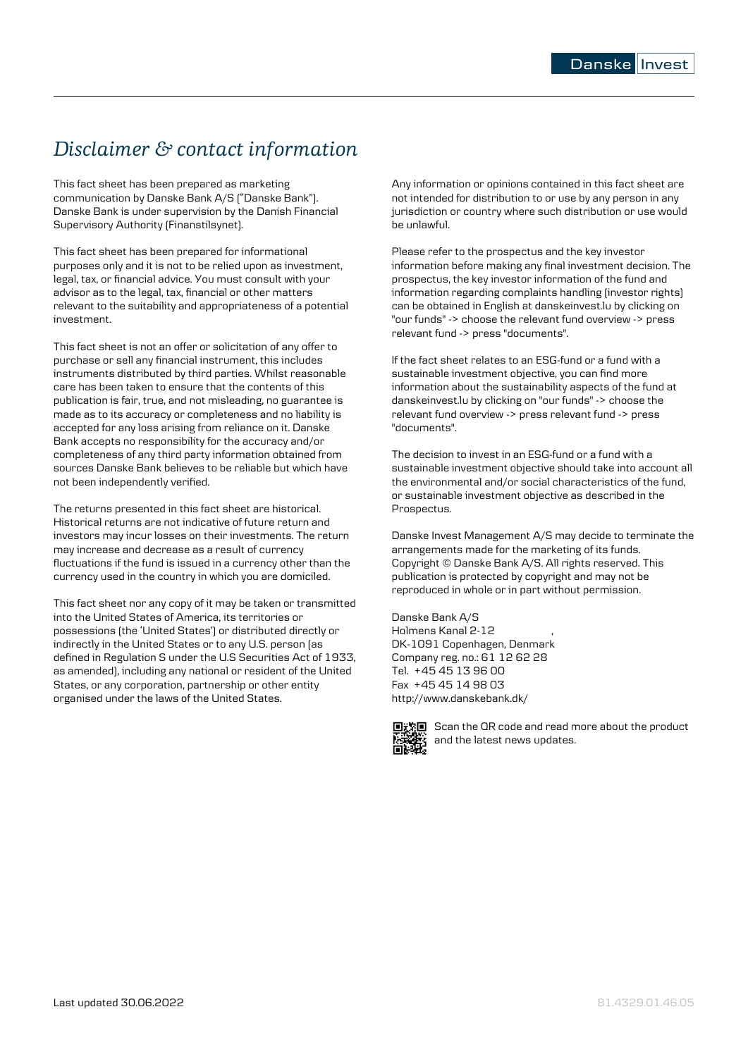## *Disclaimer & contact information*

This fact sheet has been prepared as marketing communication by Danske Bank A/S ("Danske Bank"). Danske Bank is under supervision by the Danish Financial Supervisory Authority (Finanstilsynet).

This fact sheet has been prepared for informational purposes only and it is not to be relied upon as investment, legal, tax, or financial advice. You must consult with your advisor as to the legal, tax, financial or other matters relevant to the suitability and appropriateness of a potential investment.

This fact sheet is not an offer or solicitation of any offer to purchase or sell any financial instrument, this includes instruments distributed by third parties. Whilst reasonable care has been taken to ensure that the contents of this publication is fair, true, and not misleading, no guarantee is made as to its accuracy or completeness and no liability is accepted for any loss arising from reliance on it. Danske Bank accepts no responsibility for the accuracy and/or completeness of any third party information obtained from sources Danske Bank believes to be reliable but which have not been independently verified.

The returns presented in this fact sheet are historical. Historical returns are not indicative of future return and investors may incur losses on their investments. The return may increase and decrease as a result of currency fluctuations if the fund is issued in a currency other than the currency used in the country in which you are domiciled.

This fact sheet nor any copy of it may be taken or transmitted into the United States of America, its territories or possessions (the 'United States') or distributed directly or indirectly in the United States or to any U.S. person (as defined in Regulation S under the U.S Securities Act of 1933, as amended), including any national or resident of the United States, or any corporation, partnership or other entity organised under the laws of the United States.

Any information or opinions contained in this fact sheet are not intended for distribution to or use by any person in any jurisdiction or country where such distribution or use would be unlawful.

Please refer to the prospectus and the key investor information before making any final investment decision. The prospectus, the key investor information of the fund and information regarding complaints handling (investor rights) can be obtained in English at danskeinvest.lu by clicking on "our funds" -> choose the relevant fund overview -> press relevant fund -> press "documents".

If the fact sheet relates to an ESG-fund or a fund with a sustainable investment objective, you can find more information about the sustainability aspects of the fund at danskeinvest.lu by clicking on "our funds" -> choose the relevant fund overview -> press relevant fund -> press "documents".

The decision to invest in an ESG-fund or a fund with a sustainable investment objective should take into account all the environmental and/or social characteristics of the fund, or sustainable investment objective as described in the Prospectus.

Danske Invest Management A/S may decide to terminate the arrangements made for the marketing of its funds. Copyright © Danske Bank A/S. All rights reserved. This publication is protected by copyright and may not be reproduced in whole or in part without permission.

Danske Bank A/S
Holmens Kanal 2-12
DK-1091 Copenhagen, Denmark
Company reg. no.: 61 12 62 28
Tel. +45 45 13 96 00
Fax +45 45 14 98 03
http://www.danskebank.dk/

Scan the QR code and read more about the product and the latest news updates.

Last updated 30.06.2022

81.4329.01.46.05